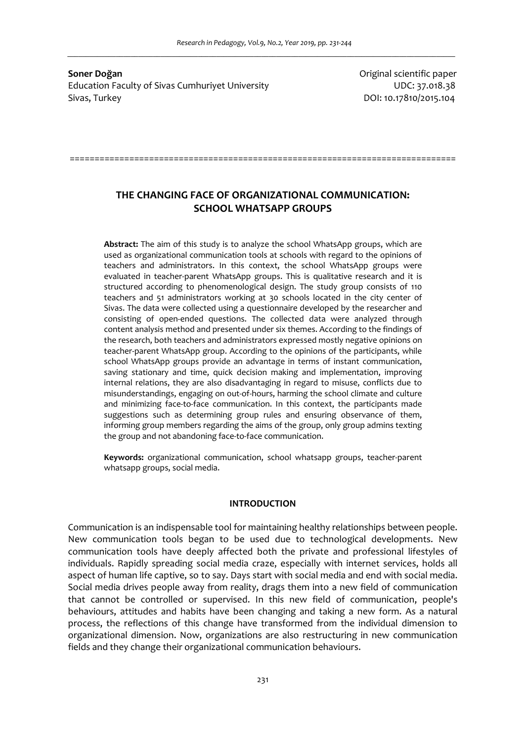**Soner Doğan**
Education Faculty of Sivas Cumhuriyet University
Sivas, Turkey

Original scientific paper
UDC: 37.018.38
DOI: 10.17810/2015.104

# THE CHANGING FACE OF ORGANIZATIONAL COMMUNICATION: SCHOOL WHATSAPP GROUPS

**Abstract:** The aim of this study is to analyze the school WhatsApp groups, which are used as organizational communication tools at schools with regard to the opinions of teachers and administrators. In this context, the school WhatsApp groups were evaluated in teacher-parent WhatsApp groups. This is qualitative research and it is structured according to phenomenological design. The study group consists of 110 teachers and 51 administrators working at 30 schools located in the city center of Sivas. The data were collected using a questionnaire developed by the researcher and consisting of open-ended questions. The collected data were analyzed through content analysis method and presented under six themes. According to the findings of the research, both teachers and administrators expressed mostly negative opinions on teacher-parent WhatsApp group. According to the opinions of the participants, while school WhatsApp groups provide an advantage in terms of instant communication, saving stationary and time, quick decision making and implementation, improving internal relations, they are also disadvantaging in regard to misuse, conflicts due to misunderstandings, engaging on out-of-hours, harming the school climate and culture and minimizing face-to-face communication. In this context, the participants made suggestions such as determining group rules and ensuring observance of them, informing group members regarding the aims of the group, only group admins texting the group and not abandoning face-to-face communication.

**Keywords:** organizational communication, school whatsapp groups, teacher-parent whatsapp groups, social media.

## INTRODUCTION

Communication is an indispensable tool for maintaining healthy relationships between people. New communication tools began to be used due to technological developments. New communication tools have deeply affected both the private and professional lifestyles of individuals. Rapidly spreading social media craze, especially with internet services, holds all aspect of human life captive, so to say. Days start with social media and end with social media. Social media drives people away from reality, drags them into a new field of communication that cannot be controlled or supervised. In this new field of communication, people's behaviours, attitudes and habits have been changing and taking a new form. As a natural process, the reflections of this change have transformed from the individual dimension to organizational dimension. Now, organizations are also restructuring in new communication fields and they change their organizational communication behaviours.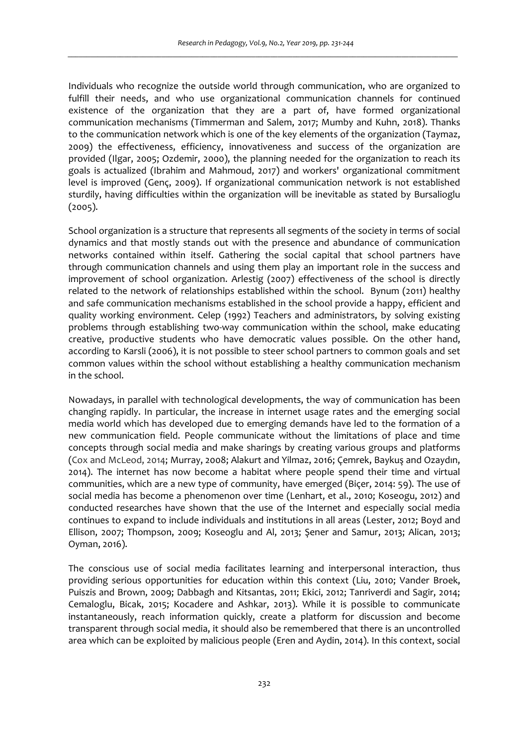Individuals who recognize the outside world through communication, who are organized to fulfill their needs, and who use organizational communication channels for continued existence of the organization that they are a part of, have formed organizational communication mechanisms (Timmerman and Salem, 2017; Mumby and Kuhn, 2018). Thanks to the communication network which is one of the key elements of the organization (Taymaz, 2009) the effectiveness, efficiency, innovativeness and success of the organization are provided (Ilgar, 2005; Ozdemir, 2000), the planning needed for the organization to reach its goals is actualized (Ibrahim and Mahmoud, 2017) and workers' organizational commitment level is improved (Genç, 2009). If organizational communication network is not established sturdily, having difficulties within the organization will be inevitable as stated by Bursalioglu (2005).

School organization is a structure that represents all segments of the society in terms of social dynamics and that mostly stands out with the presence and abundance of communication networks contained within itself. Gathering the social capital that school partners have through communication channels and using them play an important role in the success and improvement of school organization. Arlestig (2007) effectiveness of the school is directly related to the network of relationships established within the school. Bynum (2011) healthy and safe communication mechanisms established in the school provide a happy, efficient and quality working environment. Celep (1992) Teachers and administrators, by solving existing problems through establishing two-way communication within the school, make educating creative, productive students who have democratic values possible. On the other hand, according to Karsli (2006), it is not possible to steer school partners to common goals and set common values within the school without establishing a healthy communication mechanism in the school.

Nowadays, in parallel with technological developments, the way of communication has been changing rapidly. In particular, the increase in internet usage rates and the emerging social media world which has developed due to emerging demands have led to the formation of a new communication field. People communicate without the limitations of place and time concepts through social media and make sharings by creating various groups and platforms (Cox and McLeod, 2014; Murray, 2008; Alakurt and Yilmaz, 2016; Çemrek, Baykuş and Ozaydın, 2014). The internet has now become a habitat where people spend their time and virtual communities, which are a new type of community, have emerged (Biçer, 2014: 59). The use of social media has become a phenomenon over time (Lenhart, et al., 2010; Koseogu, 2012) and conducted researches have shown that the use of the Internet and especially social media continues to expand to include individuals and institutions in all areas (Lester, 2012; Boyd and Ellison, 2007; Thompson, 2009; Koseoglu and Al, 2013; Şener and Samur, 2013; Alican, 2013; Oyman, 2016).

The conscious use of social media facilitates learning and interpersonal interaction, thus providing serious opportunities for education within this context (Liu, 2010; Vander Broek, Puiszis and Brown, 2009; Dabbagh and Kitsantas, 2011; Ekici, 2012; Tanriverdi and Sagir, 2014; Cemaloglu, Bicak, 2015; Kocadere and Ashkar, 2013). While it is possible to communicate instantaneously, reach information quickly, create a platform for discussion and become transparent through social media, it should also be remembered that there is an uncontrolled area which can be exploited by malicious people (Eren and Aydin, 2014). In this context, social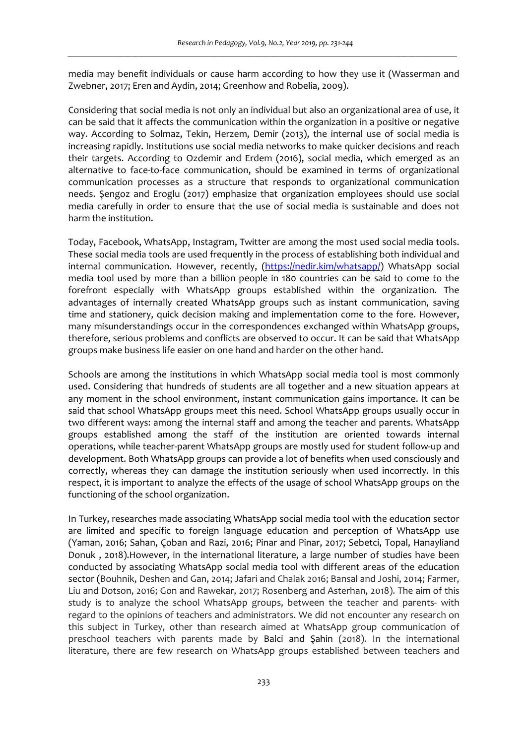media may benefit individuals or cause harm according to how they use it (Wasserman and Zwebner, 2017; Eren and Aydin, 2014; Greenhow and Robelia, 2009).

Considering that social media is not only an individual but also an organizational area of use, it can be said that it affects the communication within the organization in a positive or negative way. According to Solmaz, Tekin, Herzem, Demir (2013), the internal use of social media is increasing rapidly. Institutions use social media networks to make quicker decisions and reach their targets. According to Ozdemir and Erdem (2016), social media, which emerged as an alternative to face-to-face communication, should be examined in terms of organizational communication processes as a structure that responds to organizational communication needs. Şengoz and Eroglu (2017) emphasize that organization employees should use social media carefully in order to ensure that the use of social media is sustainable and does not harm the institution.

Today, Facebook, WhatsApp, Instagram, Twitter are among the most used social media tools. These social media tools are used frequently in the process of establishing both individual and internal communication. However, recently, (https://nedir.kim/whatsapp/) WhatsApp social media tool used by more than a billion people in 180 countries can be said to come to the forefront especially with WhatsApp groups established within the organization. The advantages of internally created WhatsApp groups such as instant communication, saving time and stationery, quick decision making and implementation come to the fore. However, many misunderstandings occur in the correspondences exchanged within WhatsApp groups, therefore, serious problems and conflicts are observed to occur. It can be said that WhatsApp groups make business life easier on one hand and harder on the other hand.

Schools are among the institutions in which WhatsApp social media tool is most commonly used. Considering that hundreds of students are all together and a new situation appears at any moment in the school environment, instant communication gains importance. It can be said that school WhatsApp groups meet this need. School WhatsApp groups usually occur in two different ways: among the internal staff and among the teacher and parents. WhatsApp groups established among the staff of the institution are oriented towards internal operations, while teacher-parent WhatsApp groups are mostly used for student follow-up and development. Both WhatsApp groups can provide a lot of benefits when used consciously and correctly, whereas they can damage the institution seriously when used incorrectly. In this respect, it is important to analyze the effects of the usage of school WhatsApp groups on the functioning of the school organization.

In Turkey, researches made associating WhatsApp social media tool with the education sector are limited and specific to foreign language education and perception of WhatsApp use (Yaman, 2016; Sahan, Çoban and Razi, 2016; Pinar and Pinar, 2017; Sebetci, Topal, Hanayliand Donuk , 2018).However, in the international literature, a large number of studies have been conducted by associating WhatsApp social media tool with different areas of the education sector (Bouhnik, Deshen and Gan, 2014; Jafari and Chalak 2016; Bansal and Joshi, 2014; Farmer, Liu and Dotson, 2016; Gon and Rawekar, 2017; Rosenberg and Asterhan, 2018). The aim of this study is to analyze the school WhatsApp groups, between the teacher and parents- with regard to the opinions of teachers and administrators. We did not encounter any research on this subject in Turkey, other than research aimed at WhatsApp group communication of preschool teachers with parents made by Balci and Şahin (2018). In the international literature, there are few research on WhatsApp groups established between teachers and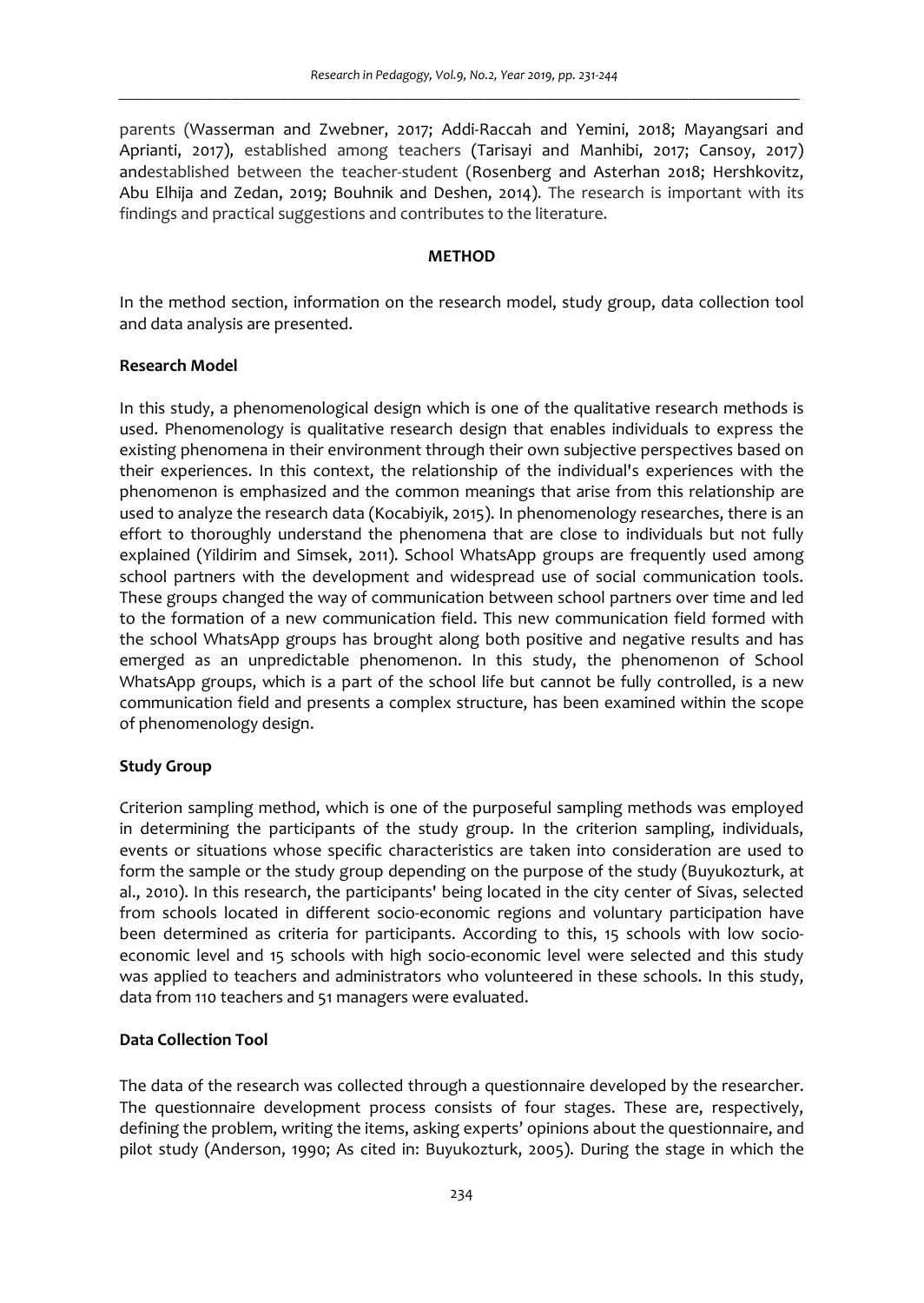parents (Wasserman and Zwebner, 2017; Addi-Raccah and Yemini, 2018; Mayangsari and Aprianti, 2017), established among teachers (Tarisayi and Manhibi, 2017; Cansoy, 2017) andestablished between the teacher-student (Rosenberg and Asterhan 2018; Hershkovitz, Abu Elhija and Zedan, 2019; Bouhnik and Deshen, 2014). The research is important with its findings and practical suggestions and contributes to the literature.

## METHOD

In the method section, information on the research model, study group, data collection tool and data analysis are presented.

### Research Model

In this study, a phenomenological design which is one of the qualitative research methods is used. Phenomenology is qualitative research design that enables individuals to express the existing phenomena in their environment through their own subjective perspectives based on their experiences. In this context, the relationship of the individual's experiences with the phenomenon is emphasized and the common meanings that arise from this relationship are used to analyze the research data (Kocabiyik, 2015). In phenomenology researches, there is an effort to thoroughly understand the phenomena that are close to individuals but not fully explained (Yildirim and Simsek, 2011). School WhatsApp groups are frequently used among school partners with the development and widespread use of social communication tools. These groups changed the way of communication between school partners over time and led to the formation of a new communication field. This new communication field formed with the school WhatsApp groups has brought along both positive and negative results and has emerged as an unpredictable phenomenon. In this study, the phenomenon of School WhatsApp groups, which is a part of the school life but cannot be fully controlled, is a new communication field and presents a complex structure, has been examined within the scope of phenomenology design.

### Study Group

Criterion sampling method, which is one of the purposeful sampling methods was employed in determining the participants of the study group. In the criterion sampling, individuals, events or situations whose specific characteristics are taken into consideration are used to form the sample or the study group depending on the purpose of the study (Buyukozturk, at al., 2010). In this research, the participants' being located in the city center of Sivas, selected from schools located in different socio-economic regions and voluntary participation have been determined as criteria for participants. According to this, 15 schools with low socio-economic level and 15 schools with high socio-economic level were selected and this study was applied to teachers and administrators who volunteered in these schools. In this study, data from 110 teachers and 51 managers were evaluated.

### Data Collection Tool

The data of the research was collected through a questionnaire developed by the researcher. The questionnaire development process consists of four stages. These are, respectively, defining the problem, writing the items, asking experts' opinions about the questionnaire, and pilot study (Anderson, 1990; As cited in: Buyukozturk, 2005). During the stage in which the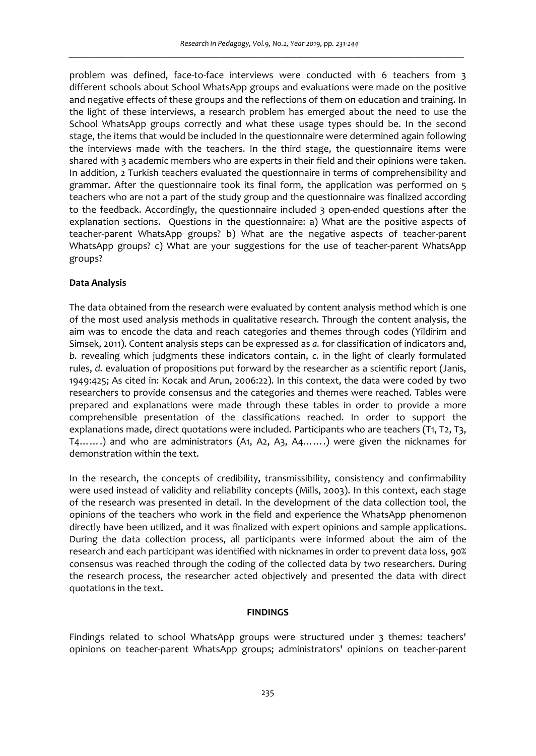problem was defined, face-to-face interviews were conducted with 6 teachers from 3 different schools about School WhatsApp groups and evaluations were made on the positive and negative effects of these groups and the reflections of them on education and training. In the light of these interviews, a research problem has emerged about the need to use the School WhatsApp groups correctly and what these usage types should be. In the second stage, the items that would be included in the questionnaire were determined again following the interviews made with the teachers. In the third stage, the questionnaire items were shared with 3 academic members who are experts in their field and their opinions were taken. In addition, 2 Turkish teachers evaluated the questionnaire in terms of comprehensibility and grammar. After the questionnaire took its final form, the application was performed on 5 teachers who are not a part of the study group and the questionnaire was finalized according to the feedback. Accordingly, the questionnaire included 3 open-ended questions after the explanation sections. Questions in the questionnaire: a) What are the positive aspects of teacher-parent WhatsApp groups? b) What are the negative aspects of teacher-parent WhatsApp groups? c) What are your suggestions for the use of teacher-parent WhatsApp groups?

**Data Analysis**

The data obtained from the research were evaluated by content analysis method which is one of the most used analysis methods in qualitative research. Through the content analysis, the aim was to encode the data and reach categories and themes through codes (Yildirim and Simsek, 2011). Content analysis steps can be expressed as *a.* for classification of indicators and, *b.* revealing which judgments these indicators contain, *c.* in the light of clearly formulated rules, *d.* evaluation of propositions put forward by the researcher as a scientific report (Janis, 1949:425; As cited in: Kocak and Arun, 2006:22). In this context, the data were coded by two researchers to provide consensus and the categories and themes were reached. Tables were prepared and explanations were made through these tables in order to provide a more comprehensible presentation of the classifications reached. In order to support the explanations made, direct quotations were included. Participants who are teachers (T1, T2, T3, T4…….) and who are administrators (A1, A2, A3, A4…….) were given the nicknames for demonstration within the text.

In the research, the concepts of credibility, transmissibility, consistency and confirmability were used instead of validity and reliability concepts (Mills, 2003). In this context, each stage of the research was presented in detail. In the development of the data collection tool, the opinions of the teachers who work in the field and experience the WhatsApp phenomenon directly have been utilized, and it was finalized with expert opinions and sample applications. During the data collection process, all participants were informed about the aim of the research and each participant was identified with nicknames in order to prevent data loss, 90% consensus was reached through the coding of the collected data by two researchers. During the research process, the researcher acted objectively and presented the data with direct quotations in the text.

## FINDINGS

Findings related to school WhatsApp groups were structured under 3 themes: teachers' opinions on teacher-parent WhatsApp groups; administrators' opinions on teacher-parent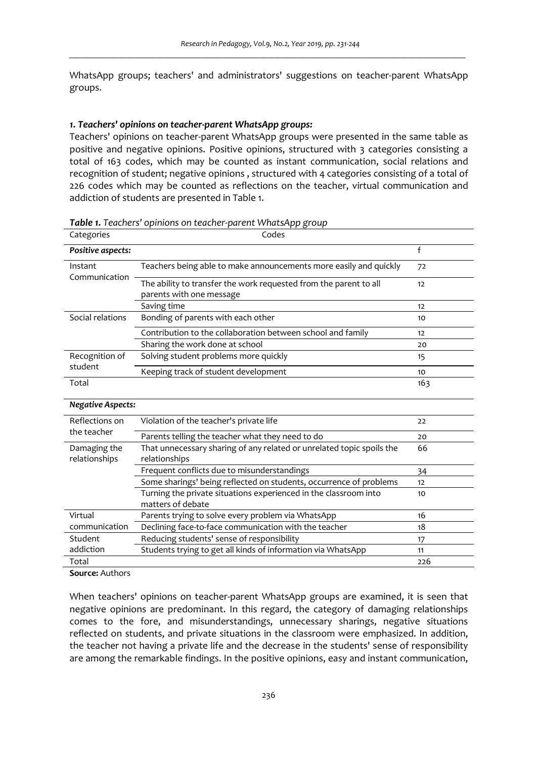WhatsApp groups; teachers' and administrators' suggestions on teacher-parent WhatsApp groups.

### *1. Teachers' opinions on teacher-parent WhatsApp groups:*

Teachers' opinions on teacher-parent WhatsApp groups were presented in the same table as positive and negative opinions. Positive opinions, structured with 3 categories consisting a total of 163 codes, which may be counted as instant communication, social relations and recognition of student; negative opinions , structured with 4 categories consisting of a total of 226 codes which may be counted as reflections on the teacher, virtual communication and addiction of students are presented in Table 1.

***Table 1.*** *Teachers' opinions on teacher-parent WhatsApp group*

| Categories | Codes | |
|---|---|---|
| ***Positive aspects:*** | | f |
| Instant Communication | Teachers being able to make announcements more easily and quickly | 72 |
| | The ability to transfer the work requested from the parent to all parents with one message | 12 |
| | Saving time | 12 |
| Social relations | Bonding of parents with each other | 10 |
| | Contribution to the collaboration between school and family | 12 |
| | Sharing the work done at school | 20 |
| Recognition of student | Solving student problems more quickly | 15 |
| | Keeping track of student development | 10 |
| Total | | 163 |
| ***Negative Aspects:*** | | |
| Reflections on the teacher | Violation of the teacher's private life | 22 |
| | Parents telling the teacher what they need to do | 20 |
| Damaging the relationships | That unnecessary sharing of any related or unrelated topic spoils the relationships | 66 |
| | Frequent conflicts due to misunderstandings | 34 |
| | Some sharings' being reflected on students, occurrence of problems | 12 |
| | Turning the private situations experienced in the classroom into matters of debate | 10 |
| Virtual communication | Parents trying to solve every problem via WhatsApp | 16 |
| | Declining face-to-face communication with the teacher | 18 |
| Student addiction | Reducing students' sense of responsibility | 17 |
| | Students trying to get all kinds of information via WhatsApp | 11 |
| Total | | 226 |

**Source:** Authors

When teachers' opinions on teacher-parent WhatsApp groups are examined, it is seen that negative opinions are predominant. In this regard, the category of damaging relationships comes to the fore, and misunderstandings, unnecessary sharings, negative situations reflected on students, and private situations in the classroom were emphasized. In addition, the teacher not having a private life and the decrease in the students' sense of responsibility are among the remarkable findings. In the positive opinions, easy and instant communication,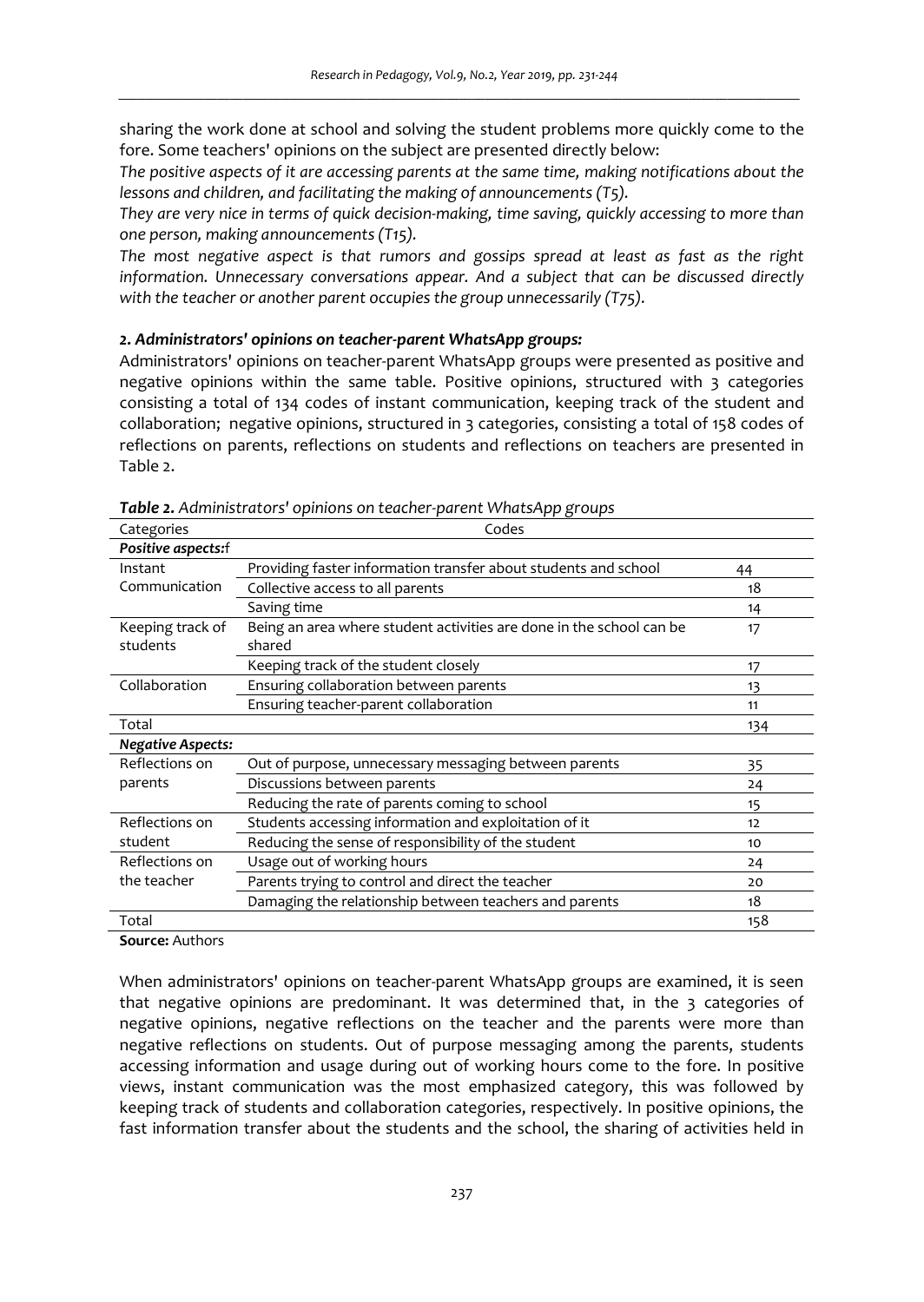sharing the work done at school and solving the student problems more quickly come to the fore. Some teachers' opinions on the subject are presented directly below:

*The positive aspects of it are accessing parents at the same time, making notifications about the lessons and children, and facilitating the making of announcements (T5).*

*They are very nice in terms of quick decision-making, time saving, quickly accessing to more than one person, making announcements (T15).*

*The most negative aspect is that rumors and gossips spread at least as fast as the right information. Unnecessary conversations appear. And a subject that can be discussed directly with the teacher or another parent occupies the group unnecessarily (T75).*

### 2. Administrators' opinions on teacher-parent WhatsApp groups:

Administrators' opinions on teacher-parent WhatsApp groups were presented as positive and negative opinions within the same table. Positive opinions, structured with 3 categories consisting a total of 134 codes of instant communication, keeping track of the student and collaboration; negative opinions, structured in 3 categories, consisting a total of 158 codes of reflections on parents, reflections on students and reflections on teachers are presented in Table 2.

***Table 2.*** *Administrators' opinions on teacher-parent WhatsApp groups*

| Categories | Codes | |
|---|---|---|
| ***Positive aspects:*** | | f |
| Instant Communication | Providing faster information transfer about students and school | 44 |
| | Collective access to all parents | 18 |
| | Saving time | 14 |
| Keeping track of students | Being an area where student activities are done in the school can be shared | 17 |
| | Keeping track of the student closely | 17 |
| Collaboration | Ensuring collaboration between parents | 13 |
| | Ensuring teacher-parent collaboration | 11 |
| Total | | 134 |
| ***Negative Aspects:*** | | |
| Reflections on parents | Out of purpose, unnecessary messaging between parents | 35 |
| | Discussions between parents | 24 |
| | Reducing the rate of parents coming to school | 15 |
| Reflections on student | Students accessing information and exploitation of it | 12 |
| | Reducing the sense of responsibility of the student | 10 |
| Reflections on the teacher | Usage out of working hours | 24 |
| | Parents trying to control and direct the teacher | 20 |
| | Damaging the relationship between teachers and parents | 18 |
| Total | | 158 |

**Source:** Authors

When administrators' opinions on teacher-parent WhatsApp groups are examined, it is seen that negative opinions are predominant. It was determined that, in the 3 categories of negative opinions, negative reflections on the teacher and the parents were more than negative reflections on students. Out of purpose messaging among the parents, students accessing information and usage during out of working hours come to the fore. In positive views, instant communication was the most emphasized category, this was followed by keeping track of students and collaboration categories, respectively. In positive opinions, the fast information transfer about the students and the school, the sharing of activities held in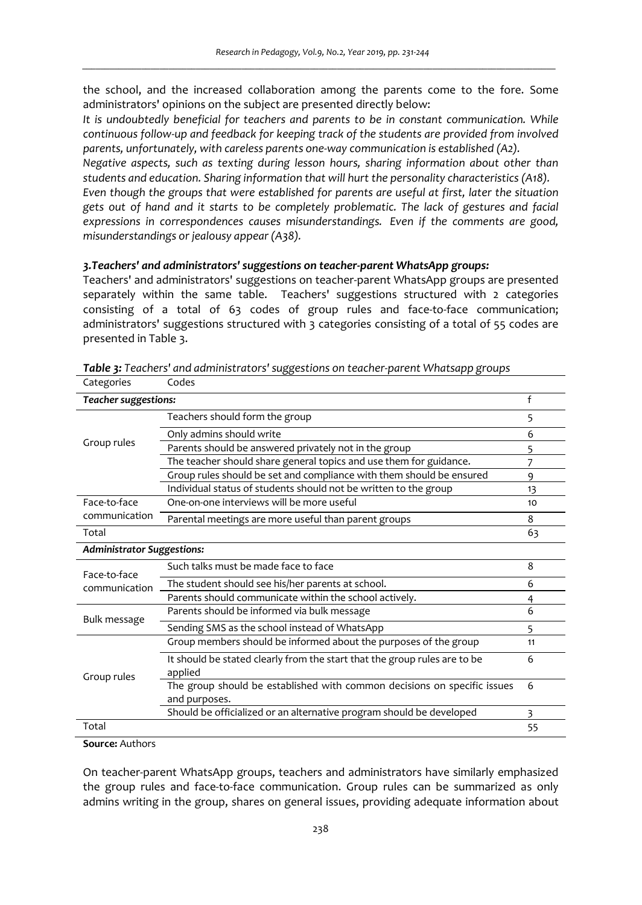the school, and the increased collaboration among the parents come to the fore. Some administrators' opinions on the subject are presented directly below:

*It is undoubtedly beneficial for teachers and parents to be in constant communication. While continuous follow-up and feedback for keeping track of the students are provided from involved parents, unfortunately, with careless parents one-way communication is established (A2).*

*Negative aspects, such as texting during lesson hours, sharing information about other than students and education. Sharing information that will hurt the personality characteristics (A18).*

*Even though the groups that were established for parents are useful at first, later the situation gets out of hand and it starts to be completely problematic. The lack of gestures and facial expressions in correspondences causes misunderstandings. Even if the comments are good, misunderstandings or jealousy appear (A38).*

### *3.Teachers' and administrators' suggestions on teacher-parent WhatsApp groups:*

Teachers' and administrators' suggestions on teacher-parent WhatsApp groups are presented separately within the same table. Teachers' suggestions structured with 2 categories consisting of a total of 63 codes of group rules and face-to-face communication; administrators' suggestions structured with 3 categories consisting of a total of 55 codes are presented in Table 3.

***Table 3:*** *Teachers' and administrators' suggestions on teacher-parent Whatsapp groups*

| Categories | Codes | |
|---|---|---|
| ***Teacher suggestions:*** | | f |
| Group rules | Teachers should form the group | 5 |
| | Only admins should write | 6 |
| | Parents should be answered privately not in the group | 5 |
| | The teacher should share general topics and use them for guidance. | 7 |
| | Group rules should be set and compliance with them should be ensured | 9 |
| | Individual status of students should not be written to the group | 13 |
| Face-to-face communication | One-on-one interviews will be more useful | 10 |
| | Parental meetings are more useful than parent groups | 8 |
| Total | | 63 |
| ***Administrator Suggestions:*** | | |
| Face-to-face communication | Such talks must be made face to face | 8 |
| | The student should see his/her parents at school. | 6 |
| | Parents should communicate within the school actively. | 4 |
| Bulk message | Parents should be informed via bulk message | 6 |
| | Sending SMS as the school instead of WhatsApp | 5 |
| Group rules | Group members should be informed about the purposes of the group | 11 |
| | It should be stated clearly from the start that the group rules are to be applied | 6 |
| | The group should be established with common decisions on specific issues and purposes. | 6 |
| | Should be officialized or an alternative program should be developed | 3 |
| Total | | 55 |

**Source:** Authors

On teacher-parent WhatsApp groups, teachers and administrators have similarly emphasized the group rules and face-to-face communication. Group rules can be summarized as only admins writing in the group, shares on general issues, providing adequate information about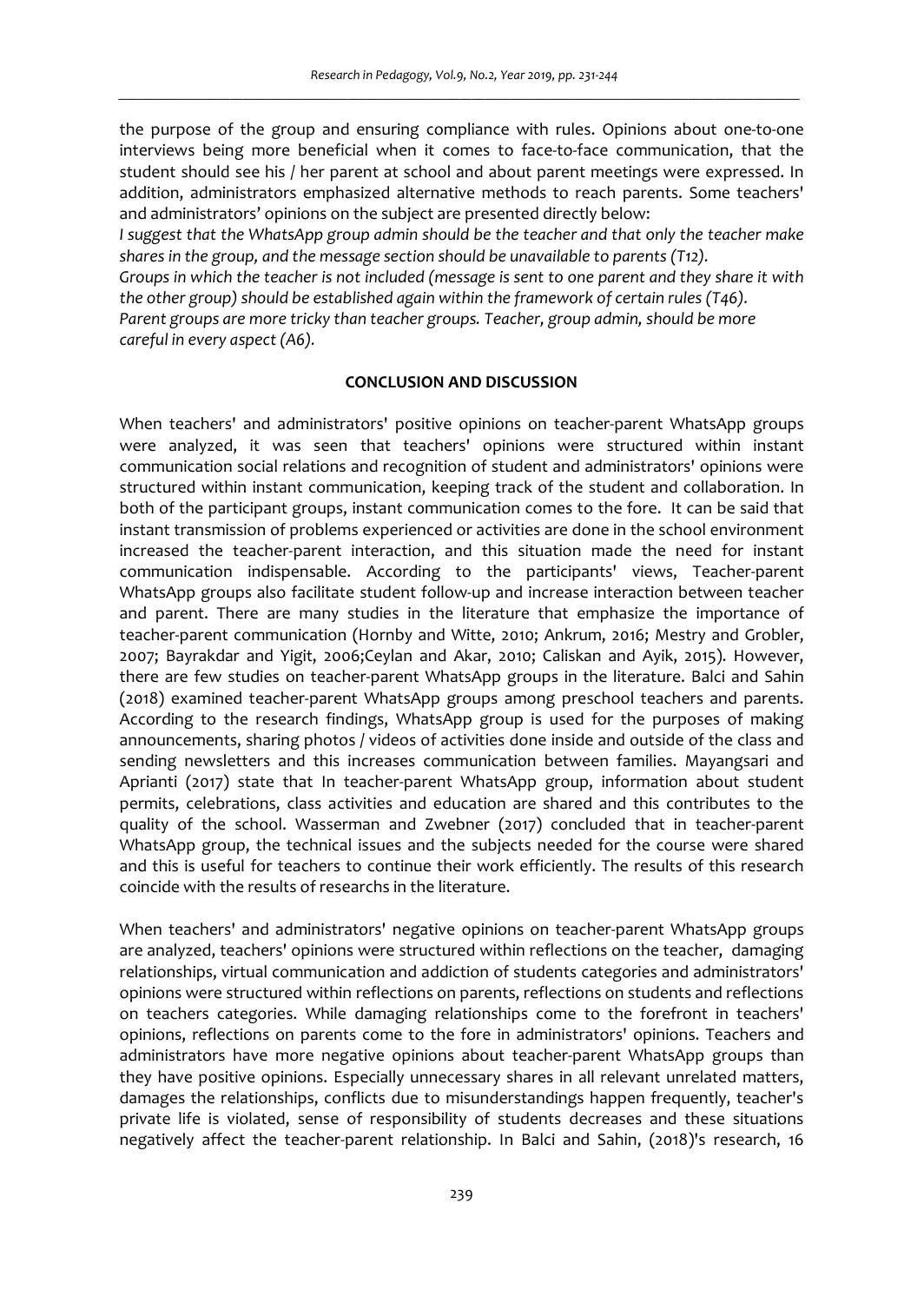the purpose of the group and ensuring compliance with rules. Opinions about one-to-one interviews being more beneficial when it comes to face-to-face communication, that the student should see his / her parent at school and about parent meetings were expressed. In addition, administrators emphasized alternative methods to reach parents. Some teachers' and administrators' opinions on the subject are presented directly below:

*I suggest that the WhatsApp group admin should be the teacher and that only the teacher make shares in the group, and the message section should be unavailable to parents (T12).*

*Groups in which the teacher is not included (message is sent to one parent and they share it with the other group) should be established again within the framework of certain rules (T46).*

*Parent groups are more tricky than teacher groups. Teacher, group admin, should be more careful in every aspect (A6).*

## CONCLUSION AND DISCUSSION

When teachers' and administrators' positive opinions on teacher-parent WhatsApp groups were analyzed, it was seen that teachers' opinions were structured within instant communication social relations and recognition of student and administrators' opinions were structured within instant communication, keeping track of the student and collaboration. In both of the participant groups, instant communication comes to the fore. It can be said that instant transmission of problems experienced or activities are done in the school environment increased the teacher-parent interaction, and this situation made the need for instant communication indispensable. According to the participants' views, Teacher-parent WhatsApp groups also facilitate student follow-up and increase interaction between teacher and parent. There are many studies in the literature that emphasize the importance of teacher-parent communication (Hornby and Witte, 2010; Ankrum, 2016; Mestry and Grobler, 2007; Bayrakdar and Yigit, 2006;Ceylan and Akar, 2010; Caliskan and Ayik, 2015). However, there are few studies on teacher-parent WhatsApp groups in the literature. Balci and Sahin (2018) examined teacher-parent WhatsApp groups among preschool teachers and parents. According to the research findings, WhatsApp group is used for the purposes of making announcements, sharing photos / videos of activities done inside and outside of the class and sending newsletters and this increases communication between families. Mayangsari and Aprianti (2017) state that In teacher-parent WhatsApp group, information about student permits, celebrations, class activities and education are shared and this contributes to the quality of the school. Wasserman and Zwebner (2017) concluded that in teacher-parent WhatsApp group, the technical issues and the subjects needed for the course were shared and this is useful for teachers to continue their work efficiently. The results of this research coincide with the results of researchs in the literature.

When teachers' and administrators' negative opinions on teacher-parent WhatsApp groups are analyzed, teachers' opinions were structured within reflections on the teacher, damaging relationships, virtual communication and addiction of students categories and administrators' opinions were structured within reflections on parents, reflections on students and reflections on teachers categories. While damaging relationships come to the forefront in teachers' opinions, reflections on parents come to the fore in administrators' opinions. Teachers and administrators have more negative opinions about teacher-parent WhatsApp groups than they have positive opinions. Especially unnecessary shares in all relevant unrelated matters, damages the relationships, conflicts due to misunderstandings happen frequently, teacher's private life is violated, sense of responsibility of students decreases and these situations negatively affect the teacher-parent relationship. In Balci and Sahin, (2018)'s research, 16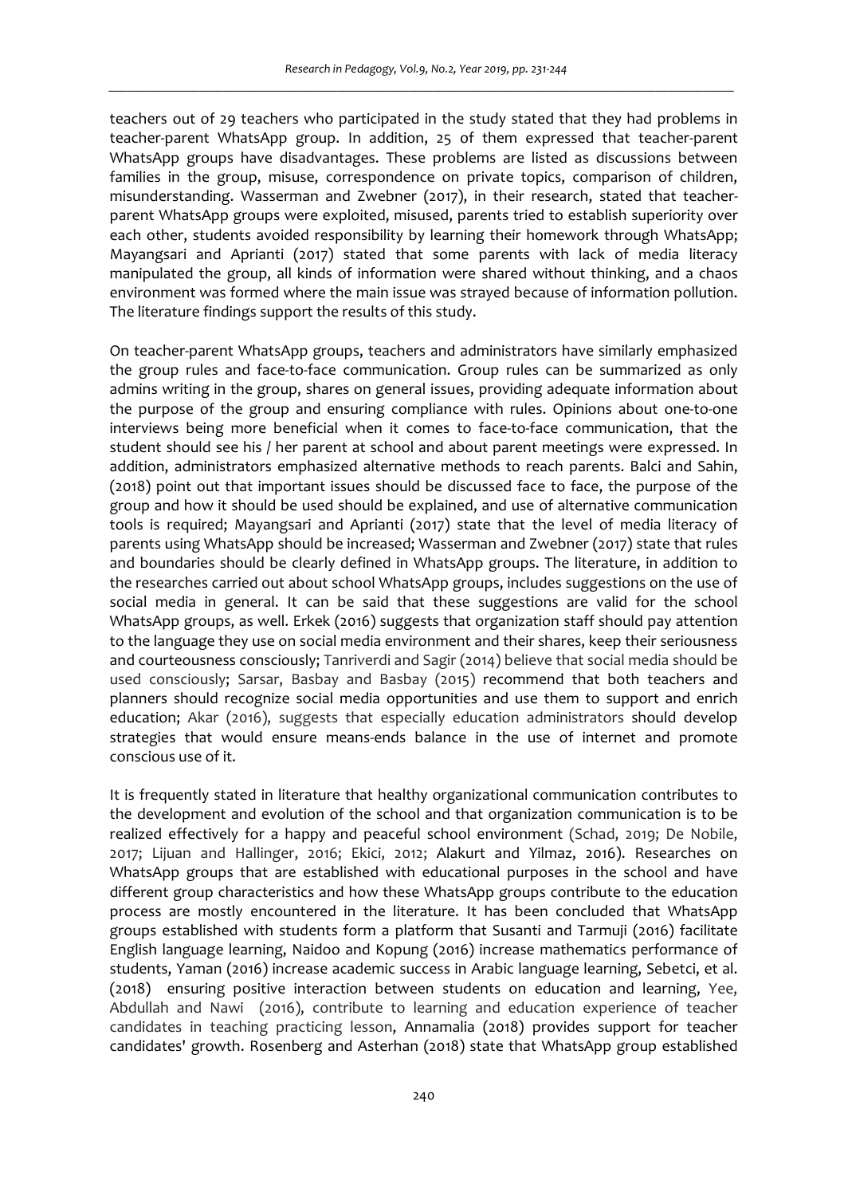teachers out of 29 teachers who participated in the study stated that they had problems in teacher-parent WhatsApp group. In addition, 25 of them expressed that teacher-parent WhatsApp groups have disadvantages. These problems are listed as discussions between families in the group, misuse, correspondence on private topics, comparison of children, misunderstanding. Wasserman and Zwebner (2017), in their research, stated that teacher-parent WhatsApp groups were exploited, misused, parents tried to establish superiority over each other, students avoided responsibility by learning their homework through WhatsApp; Mayangsari and Aprianti (2017) stated that some parents with lack of media literacy manipulated the group, all kinds of information were shared without thinking, and a chaos environment was formed where the main issue was strayed because of information pollution. The literature findings support the results of this study.

On teacher-parent WhatsApp groups, teachers and administrators have similarly emphasized the group rules and face-to-face communication. Group rules can be summarized as only admins writing in the group, shares on general issues, providing adequate information about the purpose of the group and ensuring compliance with rules. Opinions about one-to-one interviews being more beneficial when it comes to face-to-face communication, that the student should see his / her parent at school and about parent meetings were expressed. In addition, administrators emphasized alternative methods to reach parents. Balci and Sahin, (2018) point out that important issues should be discussed face to face, the purpose of the group and how it should be used should be explained, and use of alternative communication tools is required; Mayangsari and Aprianti (2017) state that the level of media literacy of parents using WhatsApp should be increased; Wasserman and Zwebner (2017) state that rules and boundaries should be clearly defined in WhatsApp groups. The literature, in addition to the researches carried out about school WhatsApp groups, includes suggestions on the use of social media in general. It can be said that these suggestions are valid for the school WhatsApp groups, as well. Erkek (2016) suggests that organization staff should pay attention to the language they use on social media environment and their shares, keep their seriousness and courteousness consciously; Tanriverdi and Sagir (2014) believe that social media should be used consciously; Sarsar, Basbay and Basbay (2015) recommend that both teachers and planners should recognize social media opportunities and use them to support and enrich education; Akar (2016), suggests that especially education administrators should develop strategies that would ensure means-ends balance in the use of internet and promote conscious use of it.

It is frequently stated in literature that healthy organizational communication contributes to the development and evolution of the school and that organization communication is to be realized effectively for a happy and peaceful school environment (Schad, 2019; De Nobile, 2017; Lijuan and Hallinger, 2016; Ekici, 2012; Alakurt and Yilmaz, 2016). Researches on WhatsApp groups that are established with educational purposes in the school and have different group characteristics and how these WhatsApp groups contribute to the education process are mostly encountered in the literature. It has been concluded that WhatsApp groups established with students form a platform that Susanti and Tarmuji (2016) facilitate English language learning, Naidoo and Kopung (2016) increase mathematics performance of students, Yaman (2016) increase academic success in Arabic language learning, Sebetci, et al. (2018) ensuring positive interaction between students on education and learning, Yee, Abdullah and Nawi (2016), contribute to learning and education experience of teacher candidates in teaching practicing lesson, Annamalia (2018) provides support for teacher candidates' growth. Rosenberg and Asterhan (2018) state that WhatsApp group established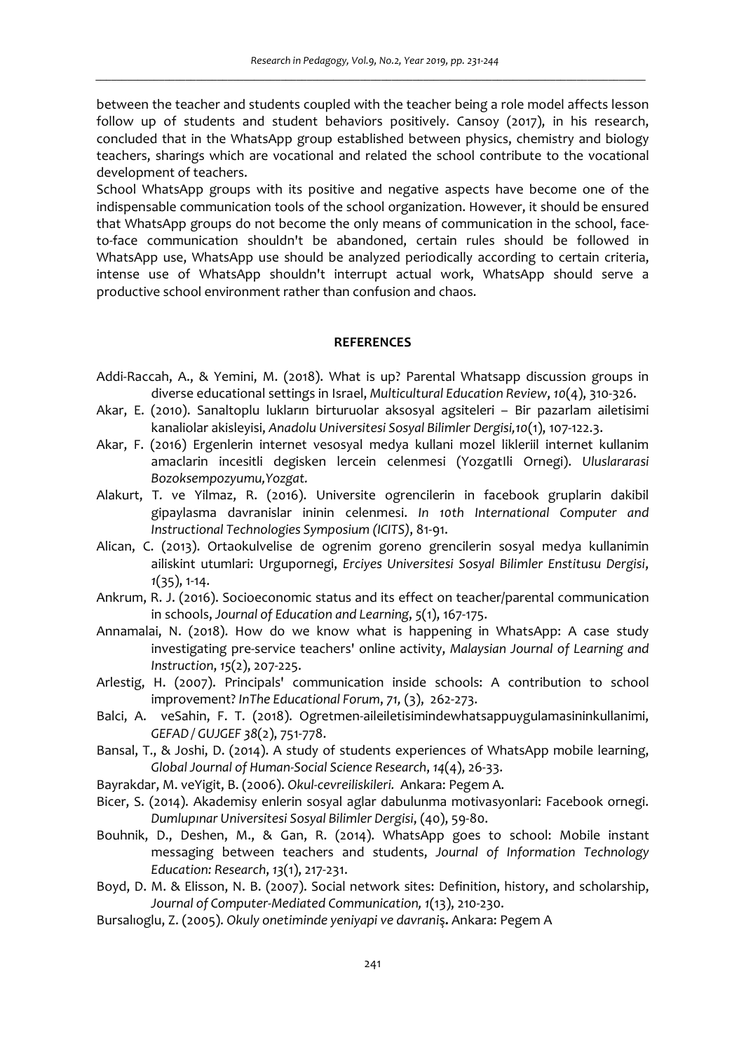between the teacher and students coupled with the teacher being a role model affects lesson follow up of students and student behaviors positively. Cansoy (2017), in his research, concluded that in the WhatsApp group established between physics, chemistry and biology teachers, sharings which are vocational and related the school contribute to the vocational development of teachers.

School WhatsApp groups with its positive and negative aspects have become one of the indispensable communication tools of the school organization. However, it should be ensured that WhatsApp groups do not become the only means of communication in the school, face-to-face communication shouldn't be abandoned, certain rules should be followed in WhatsApp use, WhatsApp use should be analyzed periodically according to certain criteria, intense use of WhatsApp shouldn't interrupt actual work, WhatsApp should serve a productive school environment rather than confusion and chaos.

## REFERENCES

Addi-Raccah, A., & Yemini, M. (2018). What is up? Parental Whatsapp discussion groups in diverse educational settings in Israel, *Multicultural Education Review*, *10*(4), 310-326.

Akar, E. (2010). Sanaltoplu lukların birturuolar aksosyal agsiteleri – Bir pazarlam ailetisimi kanaliolar akisleyisi, *Anadolu Universitesi Sosyal Bilimler Dergisi,10*(1), 107-122.3.

Akar, F. (2016) Ergenlerin internet vesosyal medya kullani mozel likleriil internet kullanim amaclarin incesitli degisken lercein celenmesi (YozgatIli Ornegi). *Uluslararasi Bozoksempozyumu,Yozgat.*

Alakurt, T. ve Yilmaz, R. (2016). Universite ogrencilerin in facebook gruplarin dakibil gipaylasma davranislar ininin celenmesi. *In 10th International Computer and Instructional Technologies Symposium (ICITS)*, 81-91.

Alican, C. (2013). Ortaokulvelise de ogrenim goreno grencilerin sosyal medya kullanimin ailiskint utumlari: Urgupornegi, *Erciyes Universitesi Sosyal Bilimler Enstitusu Dergisi*, *1*(35), 1-14.

Ankrum, R. J. (2016). Socioeconomic status and its effect on teacher/parental communication in schools, *Journal of Education and Learning*, *5*(1), 167-175.

Annamalai, N. (2018). How do we know what is happening in WhatsApp: A case study investigating pre-service teachers' online activity, *Malaysian Journal of Learning and Instruction*, *15*(2), 207-225.

Arlestig, H. (2007). Principals' communication inside schools: A contribution to school improvement? *InThe Educational Forum*, *71,* (3), 262-273.

Balci, A. veSahin, F. T. (2018). Ogretmen-aileiletisimindewhatsappuygulamasininkullanimi, *GEFAD / GUJGEF 38*(2), 751-778.

Bansal, T., & Joshi, D. (2014). A study of students experiences of WhatsApp mobile learning, *Global Journal of Human-Social Science Research*, *14*(4), 26-33.

Bayrakdar, M. veYigit, B. (2006). *Okul-cevreiliskileri.* Ankara: Pegem A.

Bicer, S. (2014). Akademisy enlerin sosyal aglar dabulunma motivasyonlari: Facebook ornegi. *Dumlupınar Universitesi Sosyal Bilimler Dergisi*, (40), 59-80.

Bouhnik, D., Deshen, M., & Gan, R. (2014). WhatsApp goes to school: Mobile instant messaging between teachers and students, *Journal of Information Technology Education: Research*, *13*(1), 217-231.

Boyd, D. M. & Elisson, N. B. (2007). Social network sites: Definition, history, and scholarship, *Journal of Computer-Mediated Communication, 1*(13), 210-230.

Bursalıoglu, Z. (2005). *Okuly onetiminde yeniyapi ve davraniş***.** Ankara: Pegem A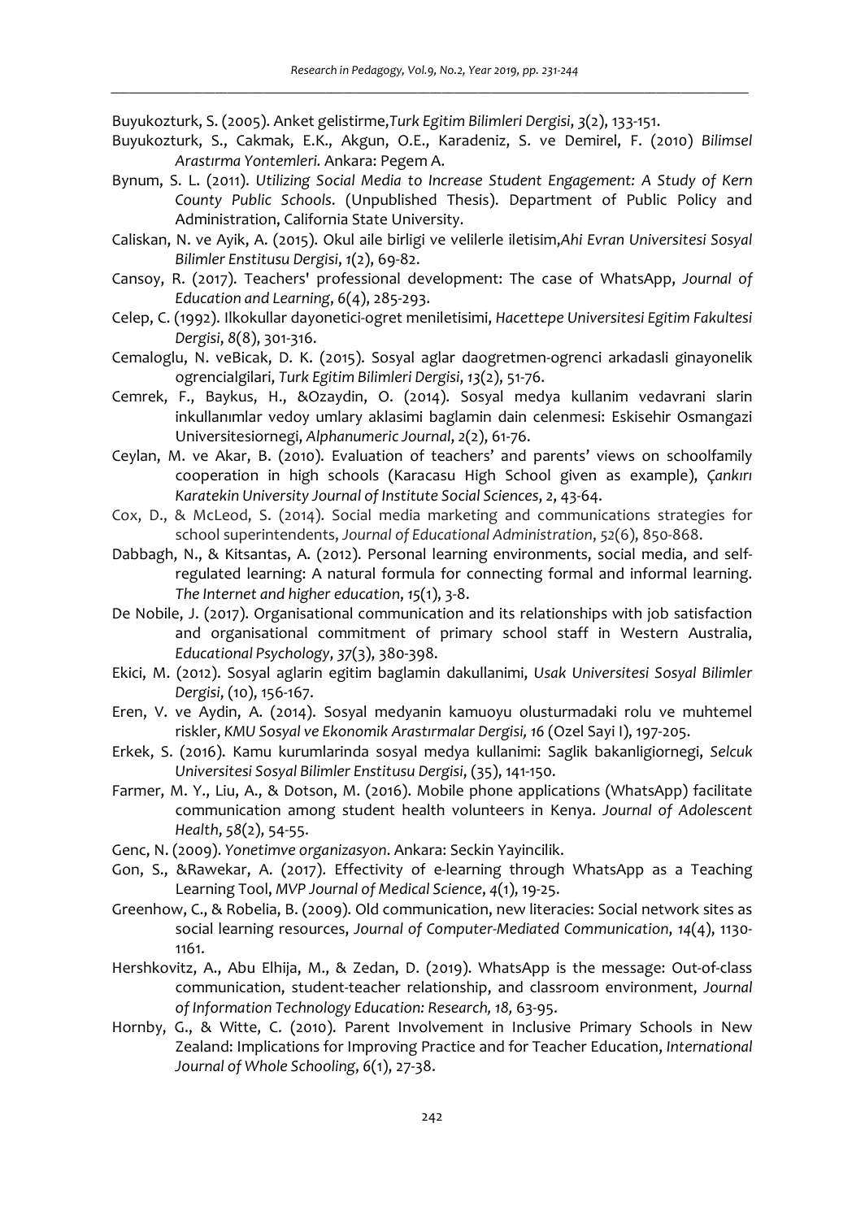Buyukozturk, S. (2005). Anket gelistirme,*Turk Egitim Bilimleri Dergisi*, *3*(2), 133-151.

Buyukozturk, S., Cakmak, E.K., Akgun, O.E., Karadeniz, S. ve Demirel, F. (2010) *Bilimsel Arastırma Yontemleri.* Ankara: Pegem A.

Bynum, S. L. (2011). *Utilizing Social Media to Increase Student Engagement: A Study of Kern County Public Schools*. (Unpublished Thesis). Department of Public Policy and Administration, California State University.

Caliskan, N. ve Ayik, A. (2015). Okul aile birligi ve velilerle iletisim,*Ahi Evran Universitesi Sosyal Bilimler Enstitusu Dergisi*, *1*(2), 69-82.

Cansoy, R. (2017). Teachers' professional development: The case of WhatsApp, *Journal of Education and Learning*, 6(4), 285-293.

Celep, C. (1992). Ilkokullar dayonetici-ogret meniletisimi, *Hacettepe Universitesi Egitim Fakultesi Dergisi*, *8*(8), 301-316.

Cemaloglu, N. veBicak, D. K. (2015). Sosyal aglar daogretmen-ogrenci arkadasli ginayonelik ogrencialgilari, *Turk Egitim Bilimleri Dergisi*, *13*(2), 51-76.

Cemrek, F., Baykus, H., &Ozaydin, O. (2014). Sosyal medya kullanim vedavrani slarin inkullanımlar vedoy umlary aklasimi baglamin dain celenmesi: Eskisehir Osmangazi Universitesiornegi, *Alphanumeric Journal*, *2*(2), 61-76.

Ceylan, M. ve Akar, B. (2010). Evaluation of teachers' and parents' views on schoolfamily cooperation in high schools (Karacasu High School given as example), *Çankırı Karatekin University Journal of Institute Social Sciences*, *2*, 43-64.

Cox, D., & McLeod, S. (2014). Social media marketing and communications strategies for school superintendents, *Journal of Educational Administration*, *52*(6), 850-868.

Dabbagh, N., & Kitsantas, A. (2012). Personal learning environments, social media, and self-regulated learning: A natural formula for connecting formal and informal learning. *The Internet and higher education*, *15*(1), 3-8.

De Nobile, J. (2017). Organisational communication and its relationships with job satisfaction and organisational commitment of primary school staff in Western Australia, *Educational Psychology*, *37*(3), 380-398.

Ekici, M. (2012). Sosyal aglarin egitim baglamin dakullanimi, *Usak Universitesi Sosyal Bilimler Dergisi*, (10), 156-167.

Eren, V. ve Aydin, A. (2014). Sosyal medyanin kamuoyu olusturmadaki rolu ve muhtemel riskler, *KMU Sosyal ve Ekonomik Arastırmalar Dergisi, 16* (Ozel Sayi I), 197-205.

Erkek, S. (2016). Kamu kurumlarinda sosyal medya kullanimi: Saglik bakanligiornegi, *Selcuk Universitesi Sosyal Bilimler Enstitusu Dergisi*, (35), 141-150.

Farmer, M. Y., Liu, A., & Dotson, M. (2016). Mobile phone applications (WhatsApp) facilitate communication among student health volunteers in Kenya. *Journal of Adolescent Health*, *58*(2), 54-55.

Genc, N. (2009). *Yonetimve organizasyon*. Ankara: Seckin Yayincilik.

Gon, S., &Rawekar, A. (2017). Effectivity of e-learning through WhatsApp as a Teaching Learning Tool, *MVP Journal of Medical Science*, *4*(1), 19-25.

Greenhow, C., & Robelia, B. (2009). Old communication, new literacies: Social network sites as social learning resources, *Journal of Computer-Mediated Communication*, *14*(4), 1130-1161.

Hershkovitz, A., Abu Elhija, M., & Zedan, D. (2019). WhatsApp is the message: Out-of-class communication, student-teacher relationship, and classroom environment, *Journal of Information Technology Education: Research, 18,* 63-95.

Hornby, G., & Witte, C. (2010). Parent Involvement in Inclusive Primary Schools in New Zealand: Implications for Improving Practice and for Teacher Education, *International Journal of Whole Schooling*, *6*(1), 27-38.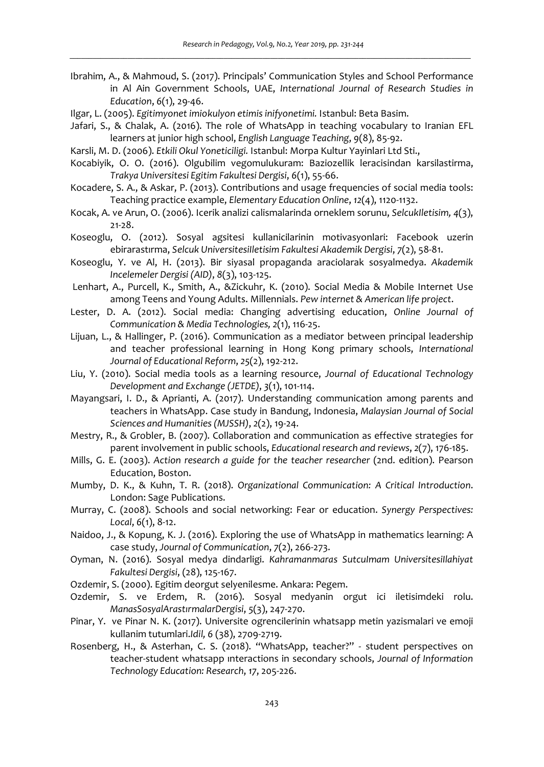Ibrahim, A., & Mahmoud, S. (2017). Principals' Communication Styles and School Performance in Al Ain Government Schools, UAE, *International Journal of Research Studies in Education*, *6*(1), 29-46.

Ilgar, L. (2005). *Egitimyonet imiokulyon etimis inifyonetimi.* Istanbul: Beta Basim.

Jafari, S., & Chalak, A. (2016). The role of WhatsApp in teaching vocabulary to Iranian EFL learners at junior high school, *English Language Teaching*, *9*(8), 85-92.

Karsli, M. D. (2006). *Etkili Okul Yoneticiligi.* Istanbul: Morpa Kultur Yayinlari Ltd Sti.,

Kocabiyik, O. O. (2016). Olgubilim vegomulukuram: Baziozellik leracisindan karsilastirma, *Trakya Universitesi Egitim Fakultesi Dergisi*, *6*(1), 55-66.

Kocadere, S. A., & Askar, P. (2013). Contributions and usage frequencies of social media tools: Teaching practice example, *Elementary Education Online*, *12*(4), 1120-1132.

Kocak, A. ve Arun, O. (2006). Icerik analizi calismalarinda orneklem sorunu, *SelcukIletisim, 4*(3), 21-28.

Koseoglu, O. (2012). Sosyal agsitesi kullanicilarinin motivasyonlari: Facebook uzerin ebirarastırma, *Selcuk Universitesilletisim Fakultesi Akademik Dergisi*, *7*(2), 58-81.

Koseoglu, Y. ve Al, H. (2013). Bir siyasal propaganda araciolarak sosyalmedya. *Akademik Incelemeler Dergisi (AID)*, *8*(3), 103-125.

Lenhart, A., Purcell, K., Smith, A., &Zickuhr, K. (2010). Social Media & Mobile Internet Use among Teens and Young Adults. Millennials. *Pew internet & American life project*.

Lester, D. A. (2012). Social media: Changing advertising education, *Online Journal of Communication & Media Technologies, 2*(1), 116-25.

Lijuan, L., & Hallinger, P. (2016). Communication as a mediator between principal leadership and teacher professional learning in Hong Kong primary schools, *International Journal of Educational Reform*, *25*(2), 192-212.

Liu, Y. (2010). Social media tools as a learning resource, *Journal of Educational Technology Development and Exchange (JETDE)*, *3*(1), 101-114.

Mayangsari, I. D., & Aprianti, A. (2017). Understanding communication among parents and teachers in WhatsApp. Case study in Bandung, Indonesia, *Malaysian Journal of Social Sciences and Humanities (MJSSH)*, *2*(2), 19-24.

Mestry, R., & Grobler, B. (2007). Collaboration and communication as effective strategies for parent involvement in public schools, *Educational research and reviews*, *2*(7), 176-185.

Mills, G. E. (2003). *Action research a guide for the teacher researcher* (2nd. edition). Pearson Education, Boston.

Mumby, D. K., & Kuhn, T. R. (2018). *Organizational Communication: A Critical Introduction*. London: Sage Publications.

Murray, C. (2008). Schools and social networking: Fear or education. *Synergy Perspectives: Local*, *6*(1), 8-12.

Naidoo, J., & Kopung, K. J. (2016). Exploring the use of WhatsApp in mathematics learning: A case study, *Journal of Communication*, *7*(2), 266-273.

Oyman, N. (2016). Sosyal medya dindarligi. *Kahramanmaras SutcuImam UniversitesiIlahiyat Fakultesi Dergisi*, (28), 125-167.

Ozdemir, S. (2000). Egitim deorgut selyenilesme. Ankara: Pegem.

Ozdemir, S. ve Erdem, R. (2016). Sosyal medyanin orgut ici iletisimdeki rolu. *ManasSosyalArastırmalarDergisi*, *5*(3), 247-270.

Pinar, Y. ve Pinar N. K. (2017). Universite ogrencilerinin whatsapp metin yazismalari ve emoji kullanim tutumlari.*Idil, 6* (38), 2709-2719.

Rosenberg, H., & Asterhan, C. S. (2018). "WhatsApp, teacher?" - student perspectives on teacher-student whatsapp ınteractions in secondary schools, *Journal of Information Technology Education: Research*, *17*, 205-226.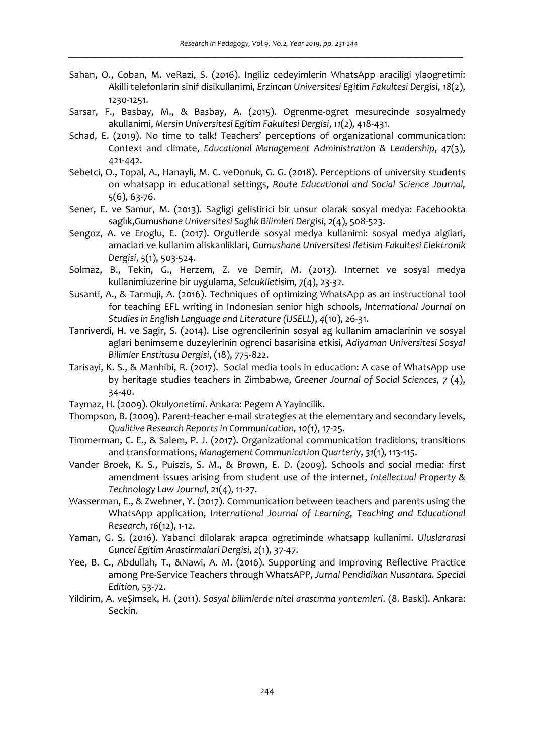Sahan, O., Coban, M. veRazi, S. (2016). Ingiliz cedeyimlerin WhatsApp araciligi ylaogretimi: Akilli telefonlarin sinif disikullanimi, *Erzincan Universitesi Egitim Fakultesi Dergisi*, *18*(2), 1230-1251.

Sarsar, F., Basbay, M., & Basbay, A. (2015). Ogrenme-ogret mesurecinde sosyalmedy akullanimi, *Mersin Universitesi Egitim Fakultesi Dergisi*, *11*(2), 418-431.

Schad, E. (2019). No time to talk! Teachers' perceptions of organizational communication: Context and climate, *Educational Management Administration & Leadership*, *47*(3), 421-442.

Sebetci, O., Topal, A., Hanayli, M. C. veDonuk, G. G. (2018). Perceptions of university students on whatsapp in educational settings, *Route Educational and Social Science Journal, 5*(6), 63-76.

Sener, E. ve Samur, M. (2013). Sagligi gelistirici bir unsur olarak sosyal medya: Facebookta saglık,*Gumushane Universitesi Saglık Bilimleri Dergisi*, *2*(4), 508-523.

Sengoz, A. ve Eroglu, E. (2017). Orgutlerde sosyal medya kullanimi: sosyal medya algilari, amaclari ve kullanim aliskanliklari, *Gumushane Universitesi Iletisim Fakultesi Elektronik Dergisi*, *5*(1), 503-524.

Solmaz, B., Tekin, G., Herzem, Z. ve Demir, M. (2013). Internet ve sosyal medya kullanimiuzerine bir uygulama, *SelcukIletisim, 7*(4), 23-32.

Susanti, A., & Tarmuji, A. (2016). Techniques of optimizing WhatsApp as an instructional tool for teaching EFL writing in Indonesian senior high schools, *International Journal on Studies in English Language and Literature (IJSELL)*, *4*(10), 26-31.

Tanriverdi, H. ve Sagir, S. (2014). Lise ogrencilerinin sosyal ag kullanim amaclarinin ve sosyal aglari benimseme duzeylerinin ogrenci basarisina etkisi, *Adiyaman Universitesi Sosyal Bilimler Enstitusu Dergisi*, (18), 775-822.

Tarisayi, K. S., & Manhibi, R. (2017). Social media tools in education: A case of WhatsApp use by heritage studies teachers in Zimbabwe, *Greener Journal of Social Sciences, 7* (4), 34-40.

Taymaz, H. (2009). *Okulyonetimi*. Ankara: Pegem A Yayincilik.

Thompson, B. (2009). Parent-teacher e-mail strategies at the elementary and secondary levels, *Qualitive Research Reports in Communication, 10(1)*, 17-25.

Timmerman, C. E., & Salem, P. J. (2017). Organizational communication traditions, transitions and transformations, *Management Communication Quarterly*, *31*(1), 113-115.

Vander Broek, K. S., Puiszis, S. M., & Brown, E. D. (2009). Schools and social media: first amendment issues arising from student use of the internet, *Intellectual Property & Technology Law Journal*, *21*(4), 11-27.

Wasserman, E., & Zwebner, Y. (2017). Communication between teachers and parents using the WhatsApp application, *International Journal of Learning, Teaching and Educational Research*, *16*(12), 1-12.

Yaman, G. S. (2016). Yabanci dilolarak arapca ogretiminde whatsapp kullanimi. *Uluslararasi Guncel Egitim Arastirmalari Dergisi*, *2*(1), 37-47.

Yee, B. C., Abdullah, T., &Nawi, A. M. (2016). Supporting and Improving Reflective Practice among Pre-Service Teachers through WhatsAPP, *Jurnal Pendidikan Nusantara. Special Edition,* 53-72.

Yildirim, A. veŞimsek, H. (2011). *Sosyal bilimlerde nitel arastırma yontemleri*. (8. Baski). Ankara: Seckin.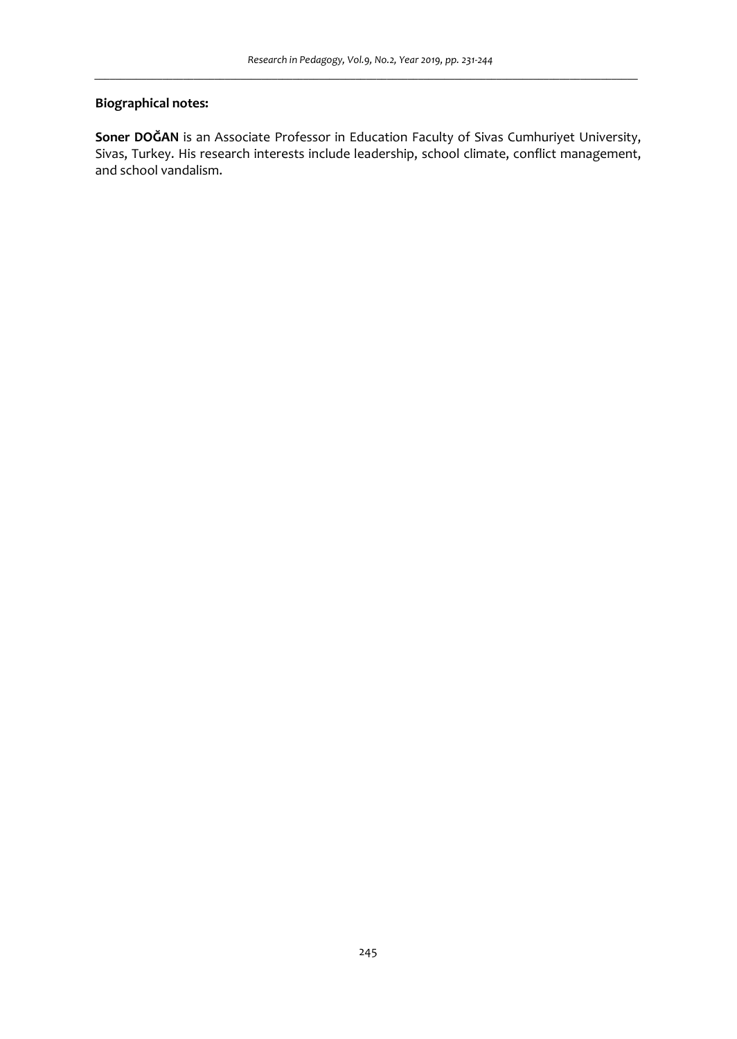**Biographical notes:**

**Soner DOĞAN** is an Associate Professor in Education Faculty of Sivas Cumhuriyet University, Sivas, Turkey. His research interests include leadership, school climate, conflict management, and school vandalism.